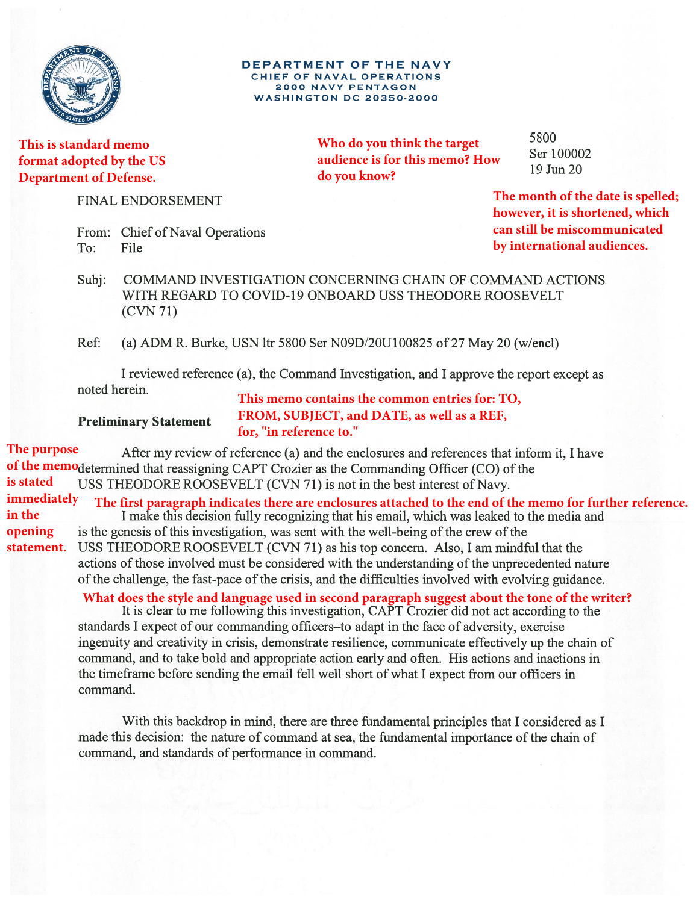DEPARTMENT OF THE NAVY
CHIEF OF NAVAL OPERATIONS
2000 NAVY PENTAGON
WASHINGTON DC 20350-2000

This is standard memo format adopted by the US Department of Defense.

Who do you think the target audience is for this memo? How do you know?

5800
Ser 100002
19 Jun 20

The month of the date is spelled; however, it is shortened, which can still be miscommunicated by international audiences.

FINAL ENDORSEMENT

From: Chief of Naval Operations
To: File

Subj: COMMAND INVESTIGATION CONCERNING CHAIN OF COMMAND ACTIONS WITH REGARD TO COVID-19 ONBOARD USS THEODORE ROOSEVELT (CVN 71)

Ref: (a) ADM R. Burke, USN ltr 5800 Ser N09D/20U100825 of 27 May 20 (w/encl)

I reviewed reference (a), the Command Investigation, and I approve the report except as noted herein.

This memo contains the common entries for: TO, FROM, SUBJECT, and DATE, as well as a REF, for, "in reference to."

**Preliminary Statement**

The purpose of the memo is stated immediately in the opening statement.

After my review of reference (a) and the enclosures and references that inform it, I have determined that reassigning CAPT Crozier as the Commanding Officer (CO) of the USS THEODORE ROOSEVELT (CVN 71) is not in the best interest of Navy.

The first paragraph indicates there are enclosures attached to the end of the memo for further reference.

I make this decision fully recognizing that his email, which was leaked to the media and is the genesis of this investigation, was sent with the well-being of the crew of the USS THEODORE ROOSEVELT (CVN 71) as his top concern. Also, I am mindful that the actions of those involved must be considered with the understanding of the unprecedented nature of the challenge, the fast-pace of the crisis, and the difficulties involved with evolving guidance.

What does the style and language used in second paragraph suggest about the tone of the writer?

It is clear to me following this investigation, CAPT Crozier did not act according to the standards I expect of our commanding officers–to adapt in the face of adversity, exercise ingenuity and creativity in crisis, demonstrate resilience, communicate effectively up the chain of command, and to take bold and appropriate action early and often. His actions and inactions in the timeframe before sending the email fell well short of what I expect from our officers in command.

With this backdrop in mind, there are three fundamental principles that I considered as I made this decision: the nature of command at sea, the fundamental importance of the chain of command, and standards of performance in command.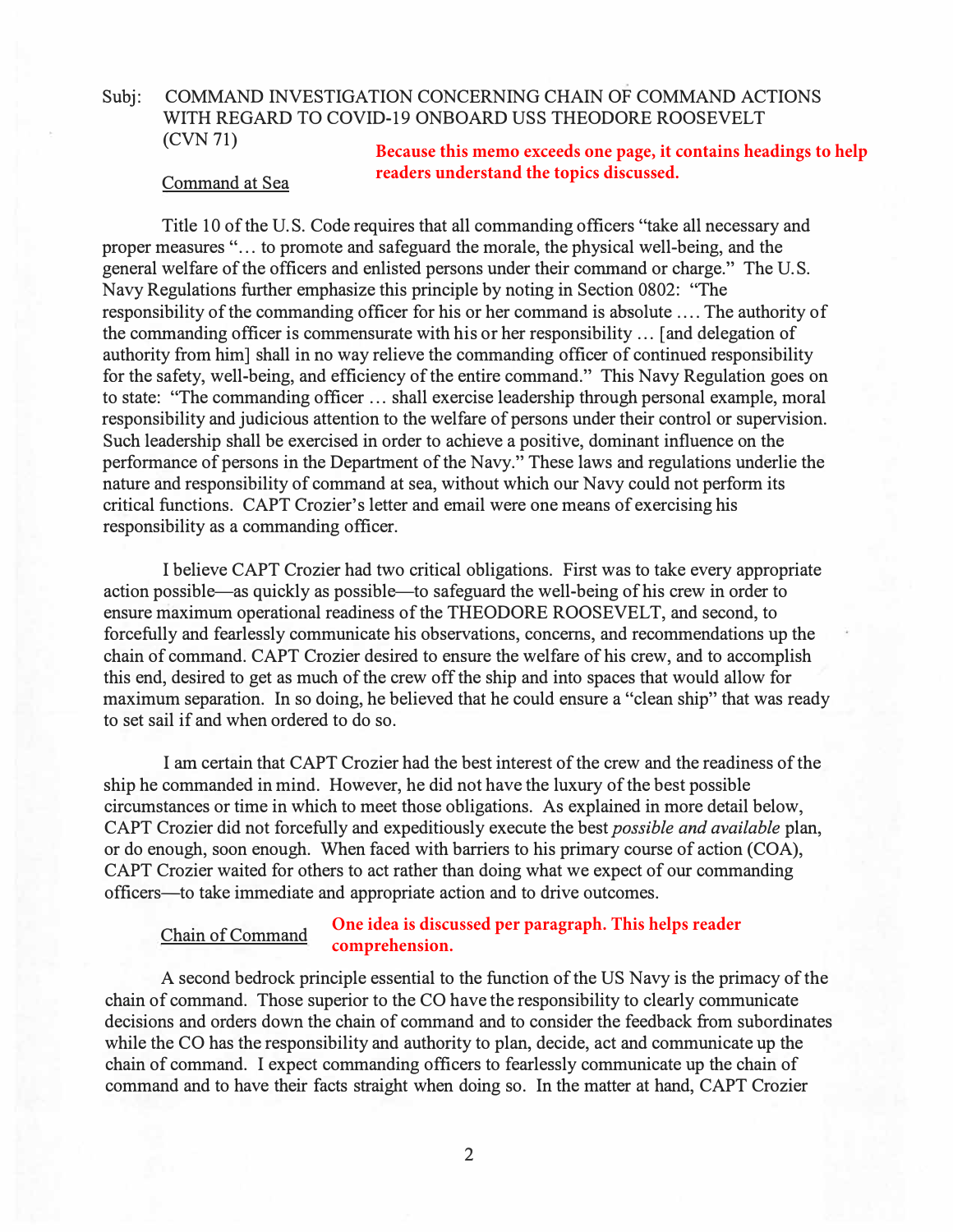Subj: COMMAND INVESTIGATION CONCERNING CHAIN OF COMMAND ACTIONS WITH REGARD TO COVID-19 ONBOARD USS THEODORE ROOSEVELT (CVN 71)

**Because this memo exceeds one page, it contains headings to help readers understand the topics discussed.**

## Command at Sea

Title 10 of the U.S. Code requires that all commanding officers "take all necessary and proper measures "... to promote and safeguard the morale, the physical well-being, and the general welfare of the officers and enlisted persons under their command or charge." The U.S. Navy Regulations further emphasize this principle by noting in Section 0802: "The responsibility of the commanding officer for his or her command is absolute .... The authority of the commanding officer is commensurate with his or her responsibility ... [and delegation of authority from him] shall in no way relieve the commanding officer of continued responsibility for the safety, well-being, and efficiency of the entire command." This Navy Regulation goes on to state: "The commanding officer ... shall exercise leadership through personal example, moral responsibility and judicious attention to the welfare of persons under their control or supervision. Such leadership shall be exercised in order to achieve a positive, dominant influence on the performance of persons in the Department of the Navy." These laws and regulations underlie the nature and responsibility of command at sea, without which our Navy could not perform its critical functions. CAPT Crozier's letter and email were one means of exercising his responsibility as a commanding officer.

I believe CAPT Crozier had two critical obligations. First was to take every appropriate action possible—as quickly as possible—to safeguard the well-being of his crew in order to ensure maximum operational readiness of the THEODORE ROOSEVELT, and second, to forcefully and fearlessly communicate his observations, concerns, and recommendations up the chain of command. CAPT Crozier desired to ensure the welfare of his crew, and to accomplish this end, desired to get as much of the crew off the ship and into spaces that would allow for maximum separation. In so doing, he believed that he could ensure a "clean ship" that was ready to set sail if and when ordered to do so.

I am certain that CAPT Crozier had the best interest of the crew and the readiness of the ship he commanded in mind. However, he did not have the luxury of the best possible circumstances or time in which to meet those obligations. As explained in more detail below, CAPT Crozier did not forcefully and expeditiously execute the best *possible and available* plan, or do enough, soon enough. When faced with barriers to his primary course of action (COA), CAPT Crozier waited for others to act rather than doing what we expect of our commanding officers—to take immediate and appropriate action and to drive outcomes.

## Chain of Command

**One idea is discussed per paragraph. This helps reader comprehension.**

A second bedrock principle essential to the function of the US Navy is the primacy of the chain of command. Those superior to the CO have the responsibility to clearly communicate decisions and orders down the chain of command and to consider the feedback from subordinates while the CO has the responsibility and authority to plan, decide, act and communicate up the chain of command. I expect commanding officers to fearlessly communicate up the chain of command and to have their facts straight when doing so. In the matter at hand, CAPT Crozier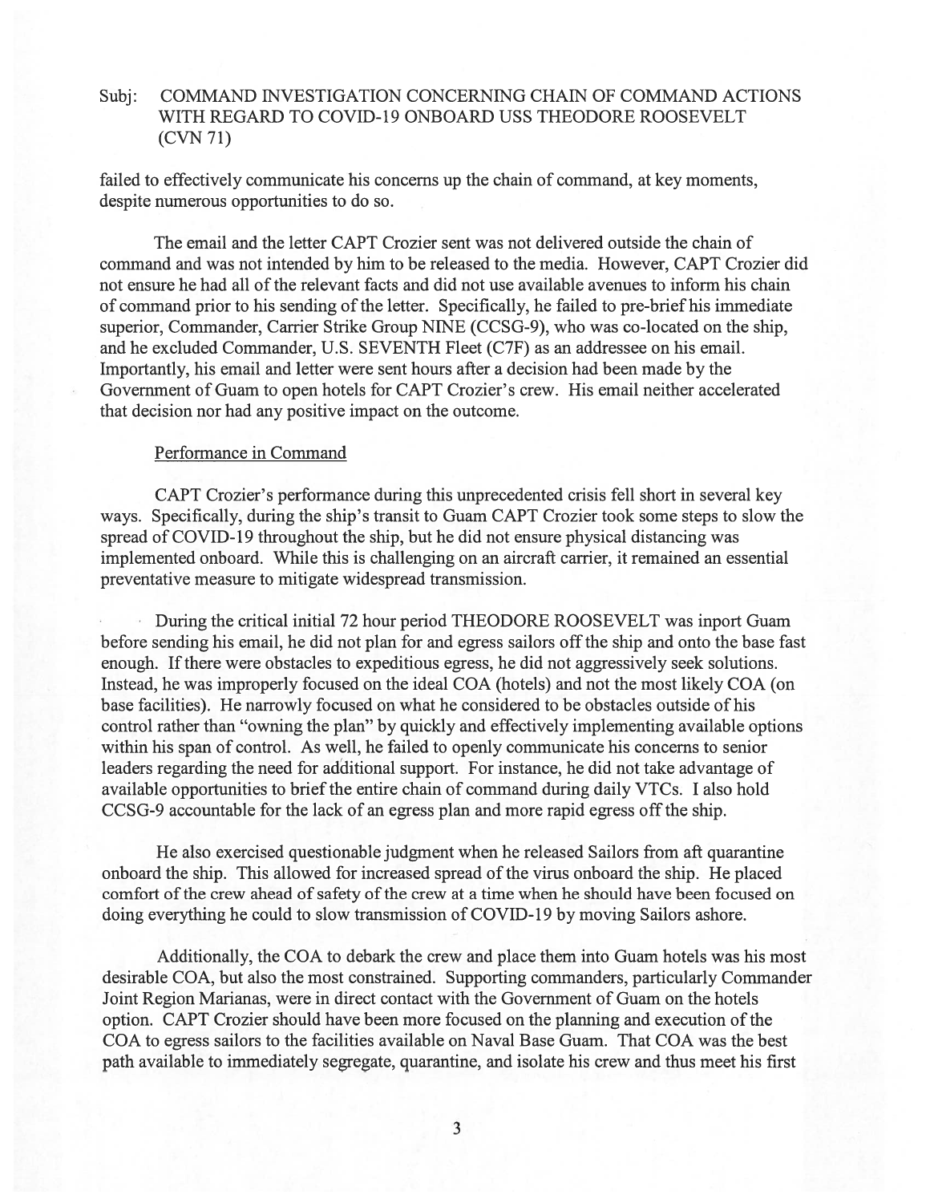Subj: COMMAND INVESTIGATION CONCERNING CHAIN OF COMMAND ACTIONS WITH REGARD TO COVID-19 ONBOARD USS THEODORE ROOSEVELT (CVN 71)

failed to effectively communicate his concerns up the chain of command, at key moments, despite numerous opportunities to do so.

The email and the letter CAPT Crozier sent was not delivered outside the chain of command and was not intended by him to be released to the media. However, CAPT Crozier did not ensure he had all of the relevant facts and did not use available avenues to inform his chain of command prior to his sending of the letter. Specifically, he failed to pre-brief his immediate superior, Commander, Carrier Strike Group NINE (CCSG-9), who was co-located on the ship, and he excluded Commander, U.S. SEVENTH Fleet (C7F) as an addressee on his email. Importantly, his email and letter were sent hours after a decision had been made by the Government of Guam to open hotels for CAPT Crozier's crew. His email neither accelerated that decision nor had any positive impact on the outcome.

Performance in Command

CAPT Crozier's performance during this unprecedented crisis fell short in several key ways. Specifically, during the ship's transit to Guam CAPT Crozier took some steps to slow the spread of COVID-19 throughout the ship, but he did not ensure physical distancing was implemented onboard. While this is challenging on an aircraft carrier, it remained an essential preventative measure to mitigate widespread transmission.

During the critical initial 72 hour period THEODORE ROOSEVELT was inport Guam before sending his email, he did not plan for and egress sailors off the ship and onto the base fast enough. If there were obstacles to expeditious egress, he did not aggressively seek solutions. Instead, he was improperly focused on the ideal COA (hotels) and not the most likely COA (on base facilities). He narrowly focused on what he considered to be obstacles outside of his control rather than "owning the plan" by quickly and effectively implementing available options within his span of control. As well, he failed to openly communicate his concerns to senior leaders regarding the need for additional support. For instance, he did not take advantage of available opportunities to brief the entire chain of command during daily VTCs. I also hold CCSG-9 accountable for the lack of an egress plan and more rapid egress off the ship.

He also exercised questionable judgment when he released Sailors from aft quarantine onboard the ship. This allowed for increased spread of the virus onboard the ship. He placed comfort of the crew ahead of safety of the crew at a time when he should have been focused on doing everything he could to slow transmission of COVID-19 by moving Sailors ashore.

Additionally, the COA to debark the crew and place them into Guam hotels was his most desirable COA, but also the most constrained. Supporting commanders, particularly Commander Joint Region Marianas, were in direct contact with the Government of Guam on the hotels option. CAPT Crozier should have been more focused on the planning and execution of the COA to egress sailors to the facilities available on Naval Base Guam. That COA was the best path available to immediately segregate, quarantine, and isolate his crew and thus meet his first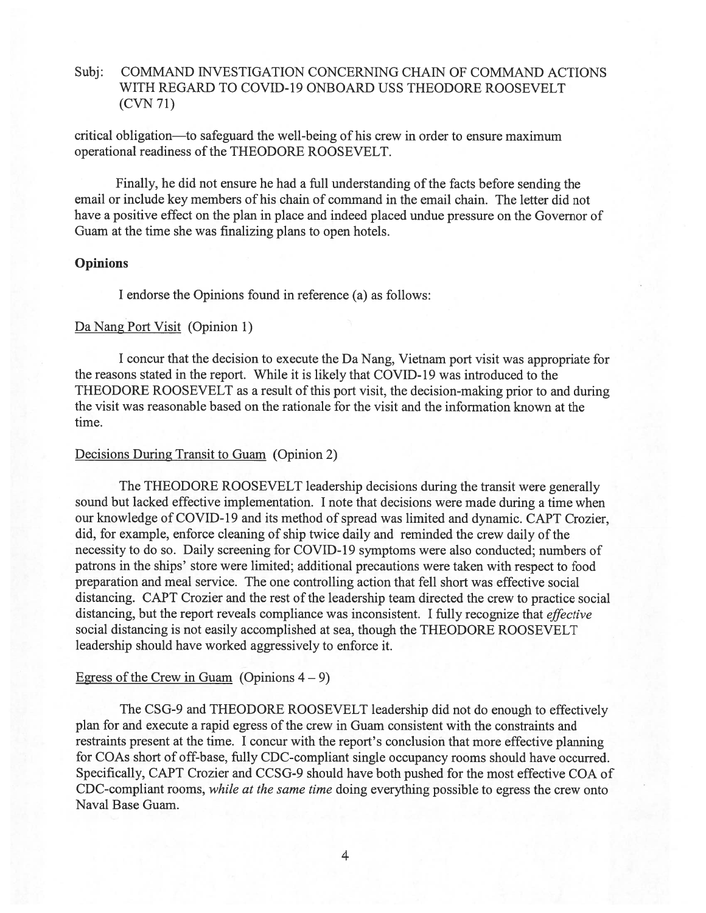Subj: COMMAND INVESTIGATION CONCERNING CHAIN OF COMMAND ACTIONS WITH REGARD TO COVID-19 ONBOARD USS THEODORE ROOSEVELT (CVN 71)

critical obligation—to safeguard the well-being of his crew in order to ensure maximum operational readiness of the THEODORE ROOSEVELT.

Finally, he did not ensure he had a full understanding of the facts before sending the email or include key members of his chain of command in the email chain. The letter did not have a positive effect on the plan in place and indeed placed undue pressure on the Governor of Guam at the time she was finalizing plans to open hotels.

**Opinions**

I endorse the Opinions found in reference (a) as follows:

Da Nang Port Visit (Opinion 1)

I concur that the decision to execute the Da Nang, Vietnam port visit was appropriate for the reasons stated in the report. While it is likely that COVID-19 was introduced to the THEODORE ROOSEVELT as a result of this port visit, the decision-making prior to and during the visit was reasonable based on the rationale for the visit and the information known at the time.

Decisions During Transit to Guam (Opinion 2)

The THEODORE ROOSEVELT leadership decisions during the transit were generally sound but lacked effective implementation. I note that decisions were made during a time when our knowledge of COVID-19 and its method of spread was limited and dynamic. CAPT Crozier, did, for example, enforce cleaning of ship twice daily and reminded the crew daily of the necessity to do so. Daily screening for COVID-19 symptoms were also conducted; numbers of patrons in the ships' store were limited; additional precautions were taken with respect to food preparation and meal service. The one controlling action that fell short was effective social distancing. CAPT Crozier and the rest of the leadership team directed the crew to practice social distancing, but the report reveals compliance was inconsistent. I fully recognize that *effective* social distancing is not easily accomplished at sea, though the THEODORE ROOSEVELT leadership should have worked aggressively to enforce it.

Egress of the Crew in Guam (Opinions 4 – 9)

The CSG-9 and THEODORE ROOSEVELT leadership did not do enough to effectively plan for and execute a rapid egress of the crew in Guam consistent with the constraints and restraints present at the time. I concur with the report's conclusion that more effective planning for COAs short of off-base, fully CDC-compliant single occupancy rooms should have occurred. Specifically, CAPT Crozier and CCSG-9 should have both pushed for the most effective COA of CDC-compliant rooms, *while at the same time* doing everything possible to egress the crew onto Naval Base Guam.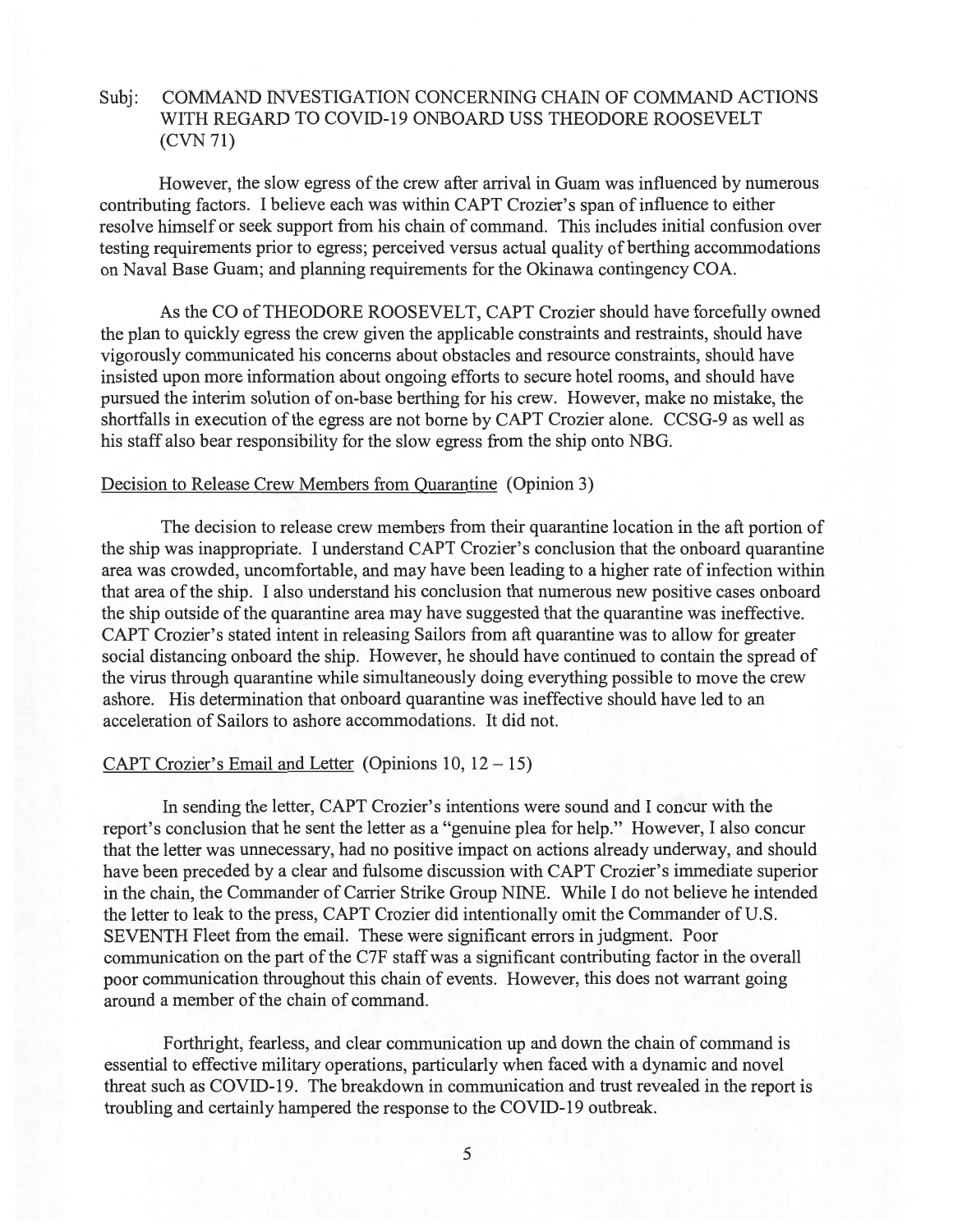Subj: COMMAND INVESTIGATION CONCERNING CHAIN OF COMMAND ACTIONS WITH REGARD TO COVID-19 ONBOARD USS THEODORE ROOSEVELT (CVN 71)

However, the slow egress of the crew after arrival in Guam was influenced by numerous contributing factors. I believe each was within CAPT Crozier's span of influence to either resolve himself or seek support from his chain of command. This includes initial confusion over testing requirements prior to egress; perceived versus actual quality of berthing accommodations on Naval Base Guam; and planning requirements for the Okinawa contingency COA.

As the CO of THEODORE ROOSEVELT, CAPT Crozier should have forcefully owned the plan to quickly egress the crew given the applicable constraints and restraints, should have vigorously communicated his concerns about obstacles and resource constraints, should have insisted upon more information about ongoing efforts to secure hotel rooms, and should have pursued the interim solution of on-base berthing for his crew. However, make no mistake, the shortfalls in execution of the egress are not borne by CAPT Crozier alone. CCSG-9 as well as his staff also bear responsibility for the slow egress from the ship onto NBG.

Decision to Release Crew Members from Quarantine (Opinion 3)

The decision to release crew members from their quarantine location in the aft portion of the ship was inappropriate. I understand CAPT Crozier's conclusion that the onboard quarantine area was crowded, uncomfortable, and may have been leading to a higher rate of infection within that area of the ship. I also understand his conclusion that numerous new positive cases onboard the ship outside of the quarantine area may have suggested that the quarantine was ineffective. CAPT Crozier's stated intent in releasing Sailors from aft quarantine was to allow for greater social distancing onboard the ship. However, he should have continued to contain the spread of the virus through quarantine while simultaneously doing everything possible to move the crew ashore. His determination that onboard quarantine was ineffective should have led to an acceleration of Sailors to ashore accommodations. It did not.

CAPT Crozier's Email and Letter (Opinions 10, 12 – 15)

In sending the letter, CAPT Crozier's intentions were sound and I concur with the report's conclusion that he sent the letter as a "genuine plea for help." However, I also concur that the letter was unnecessary, had no positive impact on actions already underway, and should have been preceded by a clear and fulsome discussion with CAPT Crozier's immediate superior in the chain, the Commander of Carrier Strike Group NINE. While I do not believe he intended the letter to leak to the press, CAPT Crozier did intentionally omit the Commander of U.S. SEVENTH Fleet from the email. These were significant errors in judgment. Poor communication on the part of the C7F staff was a significant contributing factor in the overall poor communication throughout this chain of events. However, this does not warrant going around a member of the chain of command.

Forthright, fearless, and clear communication up and down the chain of command is essential to effective military operations, particularly when faced with a dynamic and novel threat such as COVID-19. The breakdown in communication and trust revealed in the report is troubling and certainly hampered the response to the COVID-19 outbreak.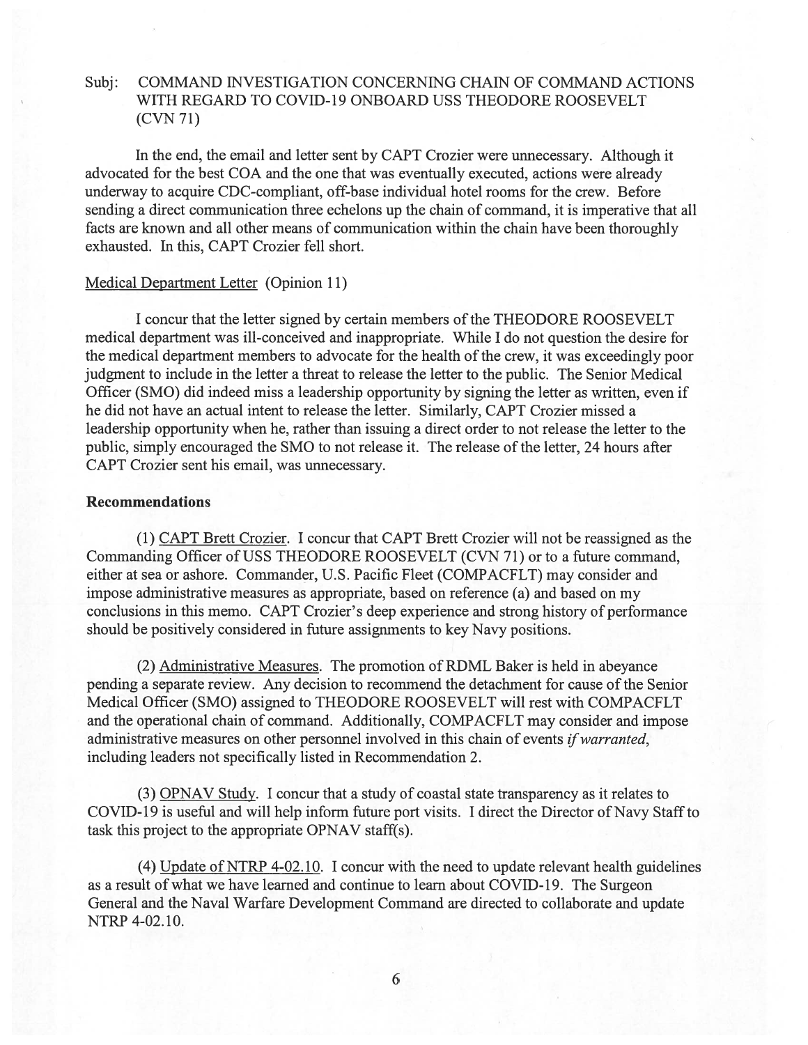Subj: COMMAND INVESTIGATION CONCERNING CHAIN OF COMMAND ACTIONS WITH REGARD TO COVID-19 ONBOARD USS THEODORE ROOSEVELT (CVN 71)

In the end, the email and letter sent by CAPT Crozier were unnecessary. Although it advocated for the best COA and the one that was eventually executed, actions were already underway to acquire CDC-compliant, off-base individual hotel rooms for the crew. Before sending a direct communication three echelons up the chain of command, it is imperative that all facts are known and all other means of communication within the chain have been thoroughly exhausted. In this, CAPT Crozier fell short.

Medical Department Letter (Opinion 11)

I concur that the letter signed by certain members of the THEODORE ROOSEVELT medical department was ill-conceived and inappropriate. While I do not question the desire for the medical department members to advocate for the health of the crew, it was exceedingly poor judgment to include in the letter a threat to release the letter to the public. The Senior Medical Officer (SMO) did indeed miss a leadership opportunity by signing the letter as written, even if he did not have an actual intent to release the letter. Similarly, CAPT Crozier missed a leadership opportunity when he, rather than issuing a direct order to not release the letter to the public, simply encouraged the SMO to not release it. The release of the letter, 24 hours after CAPT Crozier sent his email, was unnecessary.

**Recommendations**

(1) CAPT Brett Crozier. I concur that CAPT Brett Crozier will not be reassigned as the Commanding Officer of USS THEODORE ROOSEVELT (CVN 71) or to a future command, either at sea or ashore. Commander, U.S. Pacific Fleet (COMPACFLT) may consider and impose administrative measures as appropriate, based on reference (a) and based on my conclusions in this memo. CAPT Crozier's deep experience and strong history of performance should be positively considered in future assignments to key Navy positions.

(2) Administrative Measures. The promotion of RDML Baker is held in abeyance pending a separate review. Any decision to recommend the detachment for cause of the Senior Medical Officer (SMO) assigned to THEODORE ROOSEVELT will rest with COMPACFLT and the operational chain of command. Additionally, COMPACFLT may consider and impose administrative measures on other personnel involved in this chain of events *if warranted*, including leaders not specifically listed in Recommendation 2.

(3) OPNAV Study. I concur that a study of coastal state transparency as it relates to COVID-19 is useful and will help inform future port visits. I direct the Director of Navy Staff to task this project to the appropriate OPNAV staff(s).

(4) Update of NTRP 4-02.10. I concur with the need to update relevant health guidelines as a result of what we have learned and continue to learn about COVID-19. The Surgeon General and the Naval Warfare Development Command are directed to collaborate and update NTRP 4-02.10.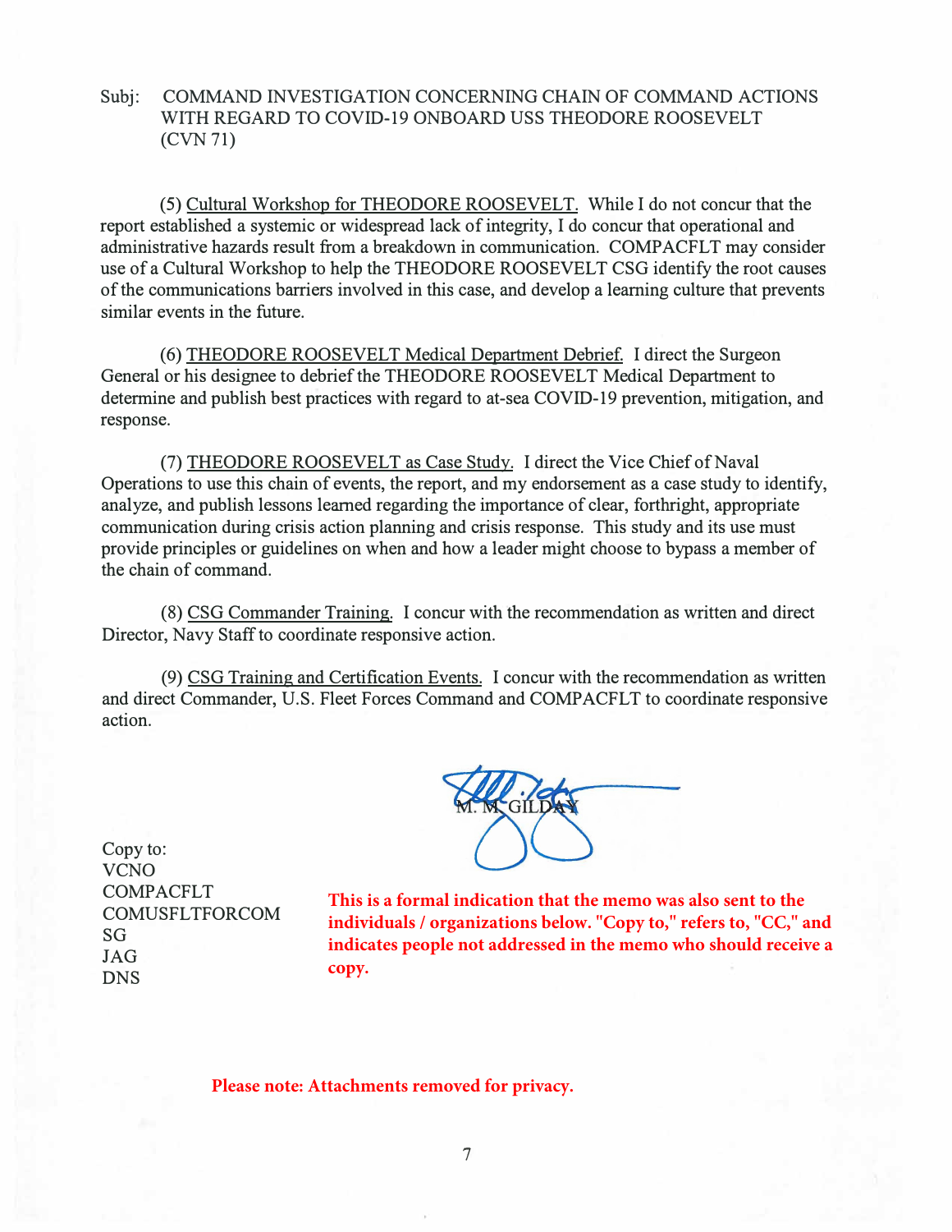Subj: COMMAND INVESTIGATION CONCERNING CHAIN OF COMMAND ACTIONS WITH REGARD TO COVID-19 ONBOARD USS THEODORE ROOSEVELT (CVN 71)

(5) Cultural Workshop for THEODORE ROOSEVELT. While I do not concur that the report established a systemic or widespread lack of integrity, I do concur that operational and administrative hazards result from a breakdown in communication. COMPACFLT may consider use of a Cultural Workshop to help the THEODORE ROOSEVELT CSG identify the root causes of the communications barriers involved in this case, and develop a learning culture that prevents similar events in the future.

(6) THEODORE ROOSEVELT Medical Department Debrief. I direct the Surgeon General or his designee to debrief the THEODORE ROOSEVELT Medical Department to determine and publish best practices with regard to at-sea COVID-19 prevention, mitigation, and response.

(7) THEODORE ROOSEVELT as Case Study. I direct the Vice Chief of Naval Operations to use this chain of events, the report, and my endorsement as a case study to identify, analyze, and publish lessons learned regarding the importance of clear, forthright, appropriate communication during crisis action planning and crisis response. This study and its use must provide principles or guidelines on when and how a leader might choose to bypass a member of the chain of command.

(8) CSG Commander Training. I concur with the recommendation as written and direct Director, Navy Staff to coordinate responsive action.

(9) CSG Training and Certification Events. I concur with the recommendation as written and direct Commander, U.S. Fleet Forces Command and COMPACFLT to coordinate responsive action.

M. M. GILDAY

Copy to:
VCNO
COMPACFLT
COMUSFLTFORCOM
SG
JAG
DNS

**This is a formal indication that the memo was also sent to the individuals / organizations below. "Copy to," refers to, "CC," and indicates people not addressed in the memo who should receive a copy.**

**Please note: Attachments removed for privacy.**